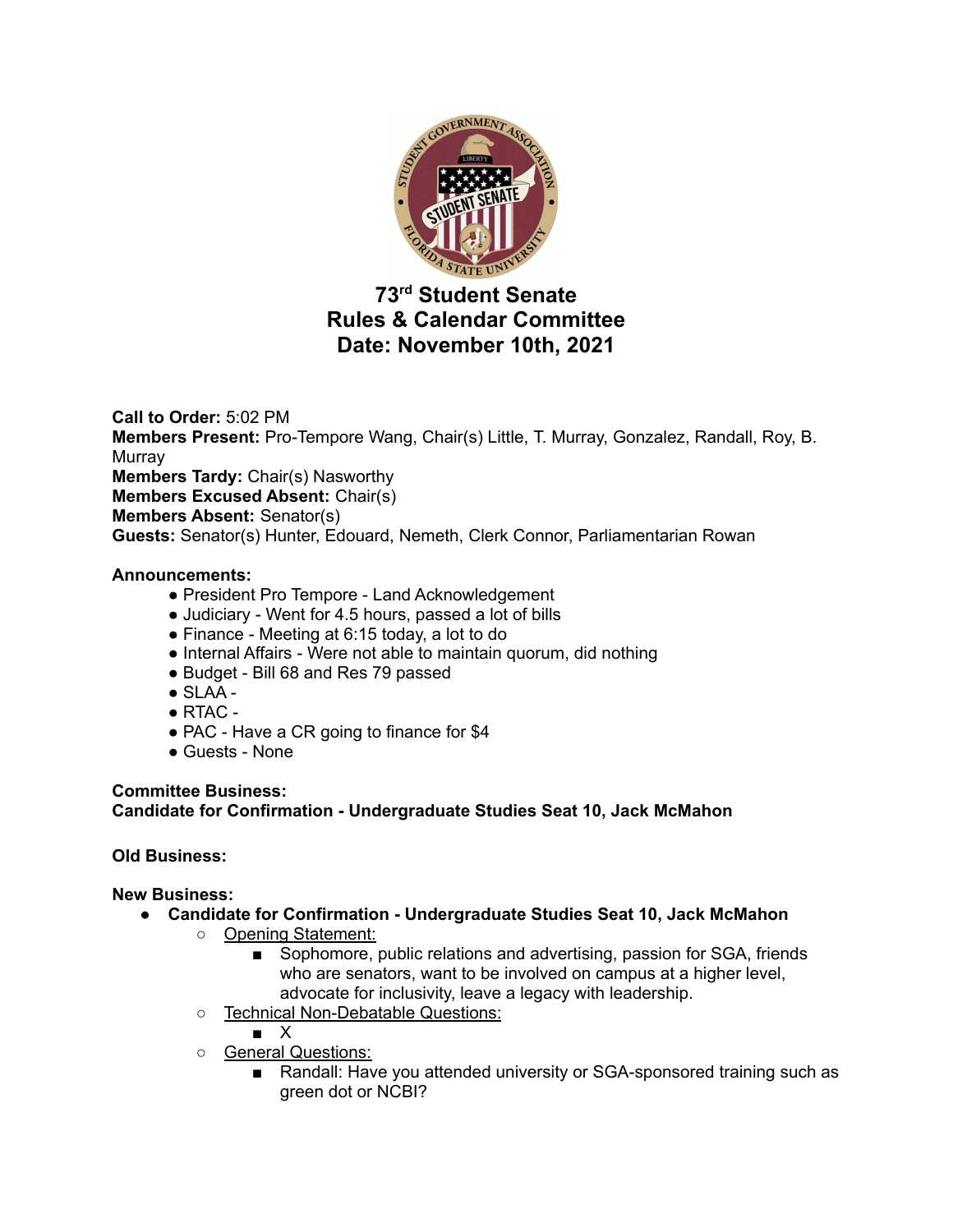# 73rd Student Senate
# Rules & Calendar Committee
# Date: November 10th, 2021

**Call to Order:** 5:02 PM
**Members Present:** Pro-Tempore Wang, Chair(s) Little, T. Murray, Gonzalez, Randall, Roy, B. Murray
**Members Tardy:** Chair(s) Nasworthy
**Members Excused Absent:** Chair(s)
**Members Absent:** Senator(s)
**Guests:** Senator(s) Hunter, Edouard, Nemeth, Clerk Connor, Parliamentarian Rowan

**Announcements:**

- President Pro Tempore - Land Acknowledgement
- Judiciary - Went for 4.5 hours, passed a lot of bills
- Finance - Meeting at 6:15 today, a lot to do
- Internal Affairs - Were not able to maintain quorum, did nothing
- Budget - Bill 68 and Res 79 passed
- SLAA -
- RTAC -
- PAC - Have a CR going to finance for $4
- Guests - None

**Committee Business:**
**Candidate for Confirmation - Undergraduate Studies Seat 10, Jack McMahon**

**Old Business:**

**New Business:**

- **Candidate for Confirmation - Undergraduate Studies Seat 10, Jack McMahon**
  - Opening Statement:
    - Sophomore, public relations and advertising, passion for SGA, friends who are senators, want to be involved on campus at a higher level, advocate for inclusivity, leave a legacy with leadership.
  - Technical Non-Debatable Questions:
    - X
  - General Questions:
    - Randall: Have you attended university or SGA-sponsored training such as green dot or NCBI?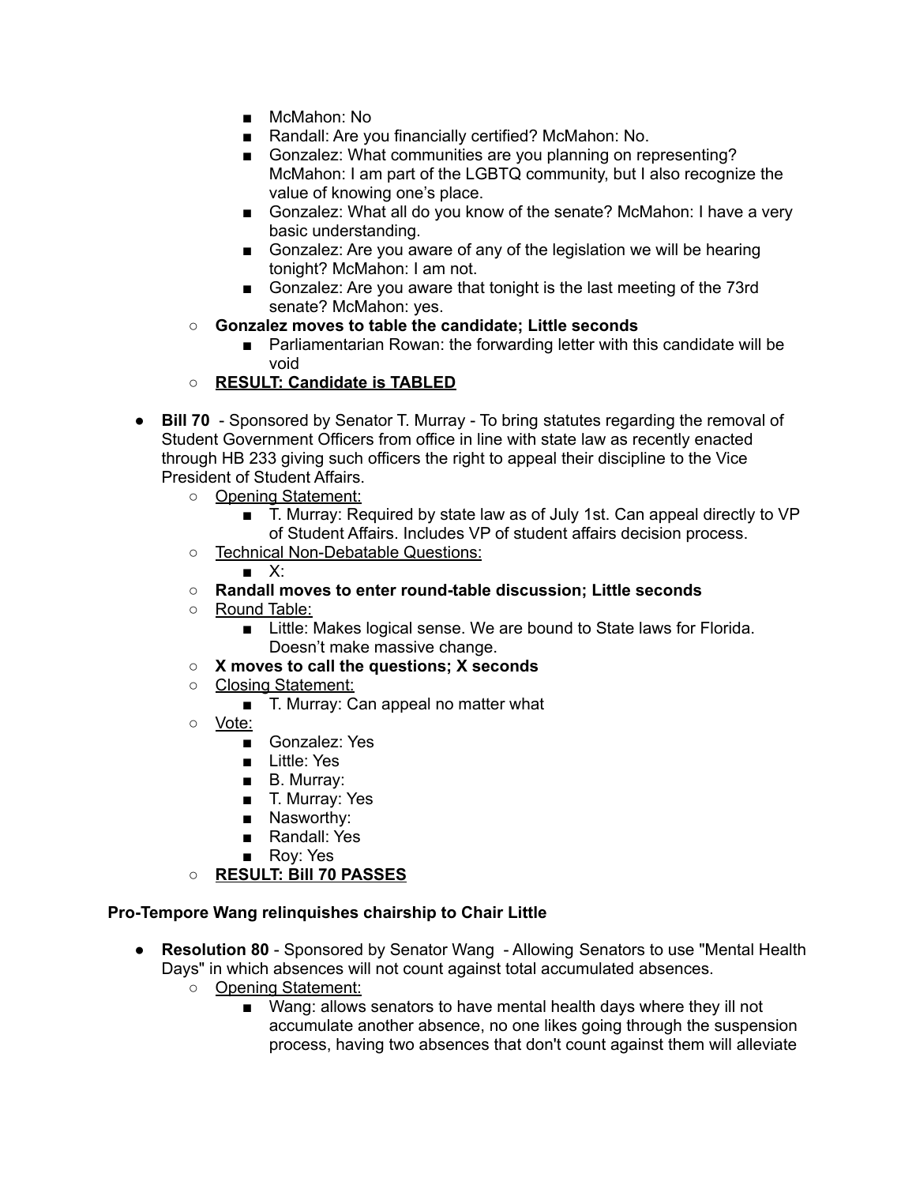- McMahon: No
    - Randall: Are you financially certified? McMahon: No.
    - Gonzalez: What communities are you planning on representing? McMahon: I am part of the LGBTQ community, but I also recognize the value of knowing one's place.
    - Gonzalez: What all do you know of the senate? McMahon: I have a very basic understanding.
    - Gonzalez: Are you aware of any of the legislation we will be hearing tonight? McMahon: I am not.
    - Gonzalez: Are you aware that tonight is the last meeting of the 73rd senate? McMahon: yes.
  - **Gonzalez moves to table the candidate; Little seconds**
    - Parliamentarian Rowan: the forwarding letter with this candidate will be void
  - **<u>RESULT: Candidate is TABLED</u>**

- **Bill 70** - Sponsored by Senator T. Murray - To bring statutes regarding the removal of Student Government Officers from office in line with state law as recently enacted through HB 233 giving such officers the right to appeal their discipline to the Vice President of Student Affairs.
  - <u>Opening Statement:</u>
    - T. Murray: Required by state law as of July 1st. Can appeal directly to VP of Student Affairs. Includes VP of student affairs decision process.
  - <u>Technical Non-Debatable Questions:</u>
    - X:
  - **Randall moves to enter round-table discussion; Little seconds**
  - <u>Round Table:</u>
    - Little: Makes logical sense. We are bound to State laws for Florida. Doesn't make massive change.
  - **X moves to call the questions; X seconds**
  - <u>Closing Statement:</u>
    - T. Murray: Can appeal no matter what
  - <u>Vote:</u>
    - Gonzalez: Yes
    - Little: Yes
    - B. Murray:
    - T. Murray: Yes
    - Nasworthy:
    - Randall: Yes
    - Roy: Yes
  - **<u>RESULT: Bill 70 PASSES</u>**

**Pro-Tempore Wang relinquishes chairship to Chair Little**

- **Resolution 80** - Sponsored by Senator Wang - Allowing Senators to use "Mental Health Days" in which absences will not count against total accumulated absences.
  - <u>Opening Statement:</u>
    - Wang: allows senators to have mental health days where they ill not accumulate another absence, no one likes going through the suspension process, having two absences that don't count against them will alleviate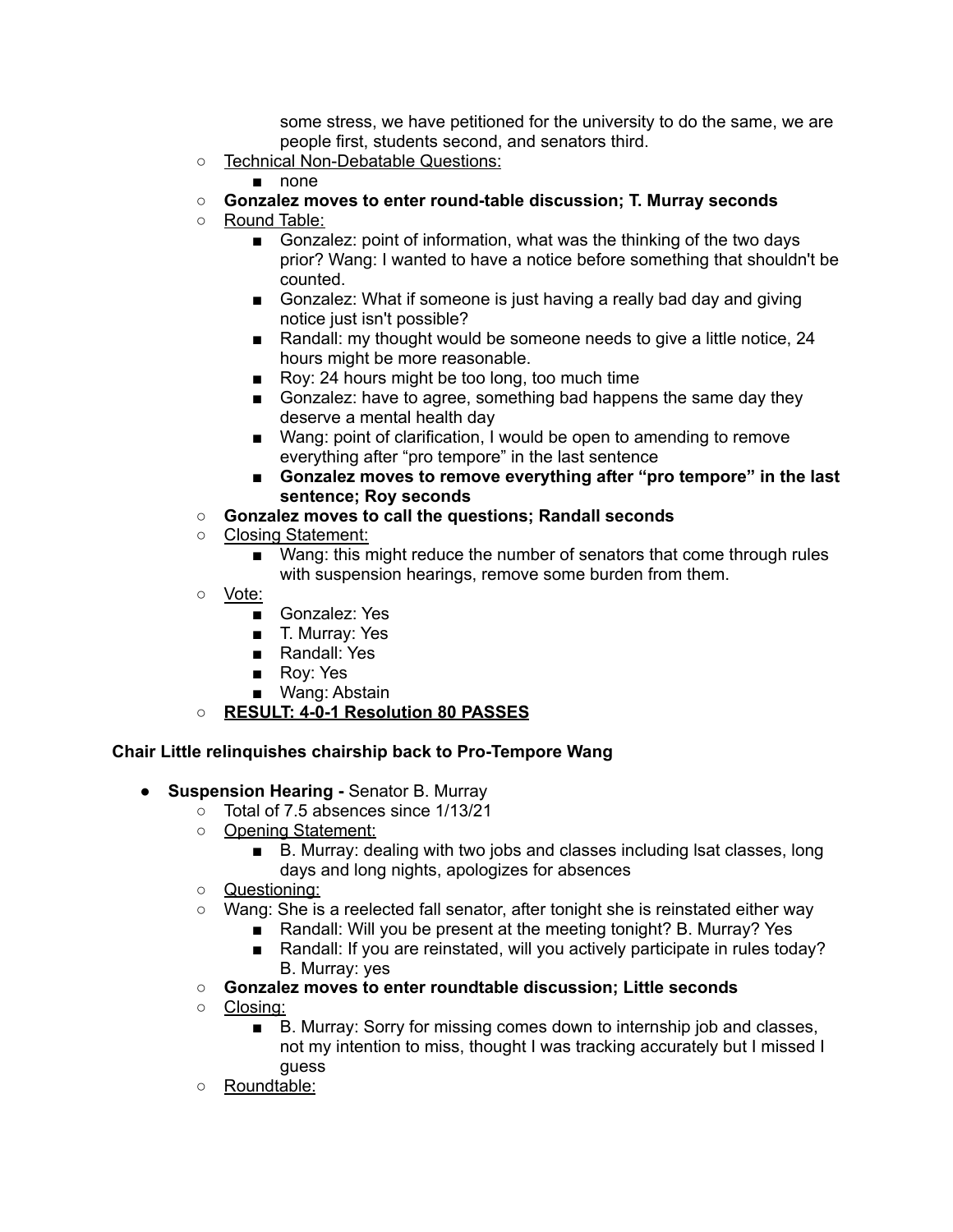some stress, we have petitioned for the university to do the same, we are people first, students second, and senators third.

- Technical Non-Debatable Questions:
  - none
- **Gonzalez moves to enter round-table discussion; T. Murray seconds**
- Round Table:
  - Gonzalez: point of information, what was the thinking of the two days prior? Wang: I wanted to have a notice before something that shouldn't be counted.
  - Gonzalez: What if someone is just having a really bad day and giving notice just isn't possible?
  - Randall: my thought would be someone needs to give a little notice, 24 hours might be more reasonable.
  - Roy: 24 hours might be too long, too much time
  - Gonzalez: have to agree, something bad happens the same day they deserve a mental health day
  - Wang: point of clarification, I would be open to amending to remove everything after "pro tempore" in the last sentence
  - **Gonzalez moves to remove everything after "pro tempore" in the last sentence; Roy seconds**
- **Gonzalez moves to call the questions; Randall seconds**
- Closing Statement:
  - Wang: this might reduce the number of senators that come through rules with suspension hearings, remove some burden from them.
- Vote:
  - Gonzalez: Yes
  - T. Murray: Yes
  - Randall: Yes
  - Roy: Yes
  - Wang: Abstain
- **RESULT: 4-0-1 Resolution 80 PASSES**

**Chair Little relinquishes chairship back to Pro-Tempore Wang**

- **Suspension Hearing -** Senator B. Murray
  - Total of 7.5 absences since 1/13/21
  - Opening Statement:
    - B. Murray: dealing with two jobs and classes including lsat classes, long days and long nights, apologizes for absences
  - Questioning:
  - Wang: She is a reelected fall senator, after tonight she is reinstated either way
    - Randall: Will you be present at the meeting tonight? B. Murray? Yes
    - Randall: If you are reinstated, will you actively participate in rules today? B. Murray: yes
  - **Gonzalez moves to enter roundtable discussion; Little seconds**
  - Closing:
    - B. Murray: Sorry for missing comes down to internship job and classes, not my intention to miss, thought I was tracking accurately but I missed I guess
  - Roundtable: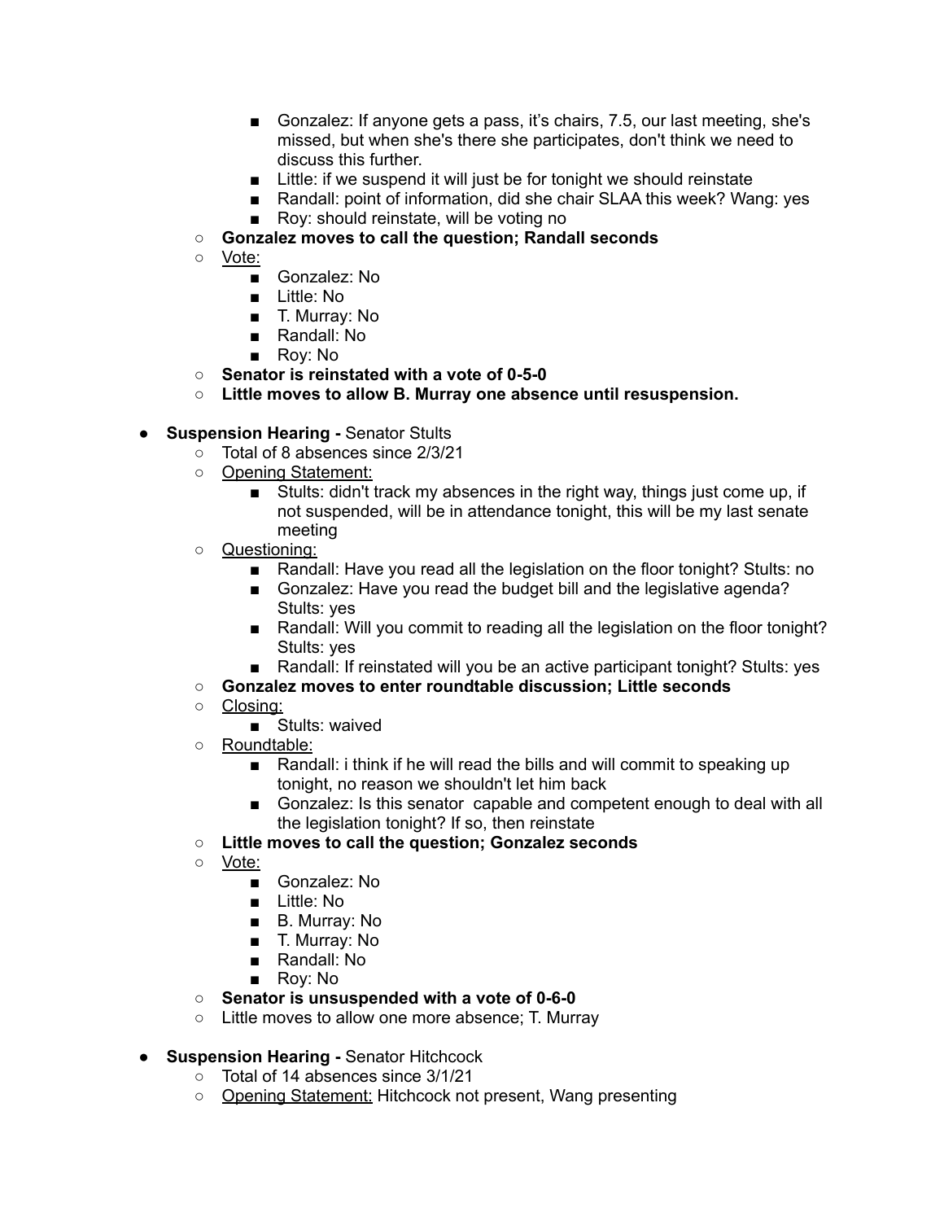- Gonzalez: If anyone gets a pass, it's chairs, 7.5, our last meeting, she's missed, but when she's there she participates, don't think we need to discuss this further.
        - Little: if we suspend it will just be for tonight we should reinstate
        - Randall: point of information, did she chair SLAA this week? Wang: yes
        - Roy: should reinstate, will be voting no
    - **Gonzalez moves to call the question; Randall seconds**
    - <u>Vote:</u>
        - Gonzalez: No
        - Little: No
        - T. Murray: No
        - Randall: No
        - Roy: No
    - **Senator is reinstated with a vote of 0-5-0**
    - **Little moves to allow B. Murray one absence until resuspension.**

- **Suspension Hearing -** Senator Stults
    - Total of 8 absences since 2/3/21
    - <u>Opening Statement:</u>
        - Stults: didn't track my absences in the right way, things just come up, if not suspended, will be in attendance tonight, this will be my last senate meeting
    - <u>Questioning:</u>
        - Randall: Have you read all the legislation on the floor tonight? Stults: no
        - Gonzalez: Have you read the budget bill and the legislative agenda? Stults: yes
        - Randall: Will you commit to reading all the legislation on the floor tonight? Stults: yes
        - Randall: If reinstated will you be an active participant tonight? Stults: yes
    - **Gonzalez moves to enter roundtable discussion; Little seconds**
    - <u>Closing:</u>
        - Stults: waived
    - <u>Roundtable:</u>
        - Randall: i think if he will read the bills and will commit to speaking up tonight, no reason we shouldn't let him back
        - Gonzalez: Is this senator  capable and competent enough to deal with all the legislation tonight? If so, then reinstate
    - **Little moves to call the question; Gonzalez seconds**
    - <u>Vote:</u>
        - Gonzalez: No
        - Little: No
        - B. Murray: No
        - T. Murray: No
        - Randall: No
        - Roy: No
    - **Senator is unsuspended with a vote of 0-6-0**
    - Little moves to allow one more absence; T. Murray

- **Suspension Hearing -** Senator Hitchcock
    - Total of 14 absences since 3/1/21
    - <u>Opening Statement:</u> Hitchcock not present, Wang presenting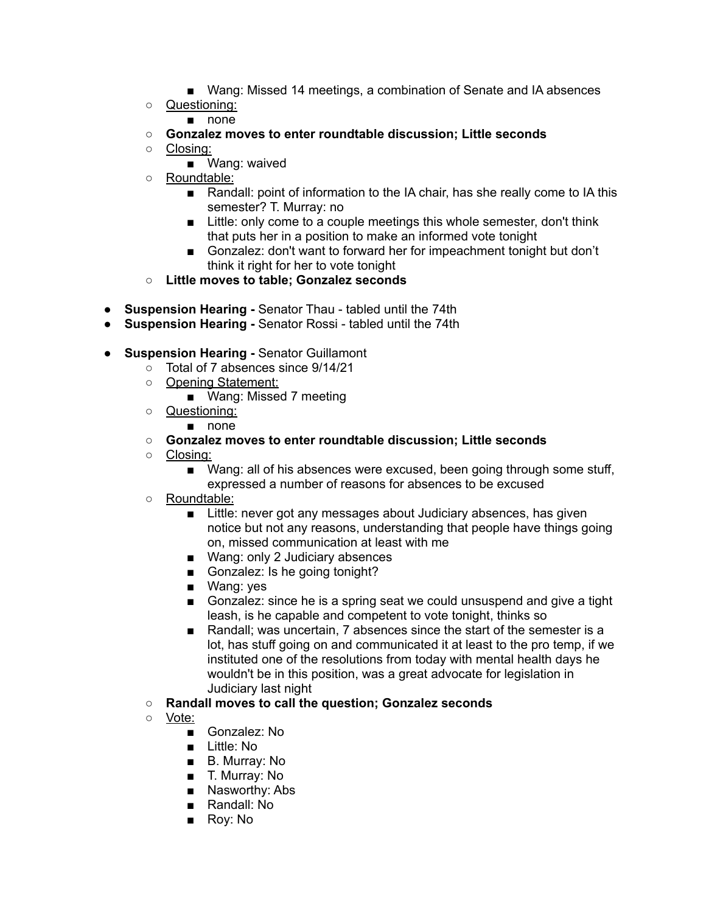- Wang: Missed 14 meetings, a combination of Senate and IA absences
    - Questioning:
        - none
    - **Gonzalez moves to enter roundtable discussion; Little seconds**
    - Closing:
        - Wang: waived
    - Roundtable:
        - Randall: point of information to the IA chair, has she really come to IA this semester? T. Murray: no
        - Little: only come to a couple meetings this whole semester, don't think that puts her in a position to make an informed vote tonight
        - Gonzalez: don't want to forward her for impeachment tonight but don't think it right for her to vote tonight
    - **Little moves to table; Gonzalez seconds**

- **Suspension Hearing -** Senator Thau - tabled until the 74th
- **Suspension Hearing -** Senator Rossi - tabled until the 74th

- **Suspension Hearing -** Senator Guillamont
    - Total of 7 absences since 9/14/21
    - Opening Statement:
        - Wang: Missed 7 meeting
    - Questioning:
        - none
    - **Gonzalez moves to enter roundtable discussion; Little seconds**
    - Closing:
        - Wang: all of his absences were excused, been going through some stuff, expressed a number of reasons for absences to be excused
    - Roundtable:
        - Little: never got any messages about Judiciary absences, has given notice but not any reasons, understanding that people have things going on, missed communication at least with me
        - Wang: only 2 Judiciary absences
        - Gonzalez: Is he going tonight?
        - Wang: yes
        - Gonzalez: since he is a spring seat we could unsuspend and give a tight leash, is he capable and competent to vote tonight, thinks so
        - Randall; was uncertain, 7 absences since the start of the semester is a lot, has stuff going on and communicated it at least to the pro temp, if we instituted one of the resolutions from today with mental health days he wouldn't be in this position, was a great advocate for legislation in Judiciary last night
    - **Randall moves to call the question; Gonzalez seconds**
    - Vote:
        - Gonzalez: No
        - Little: No
        - B. Murray: No
        - T. Murray: No
        - Nasworthy: Abs
        - Randall: No
        - Roy: No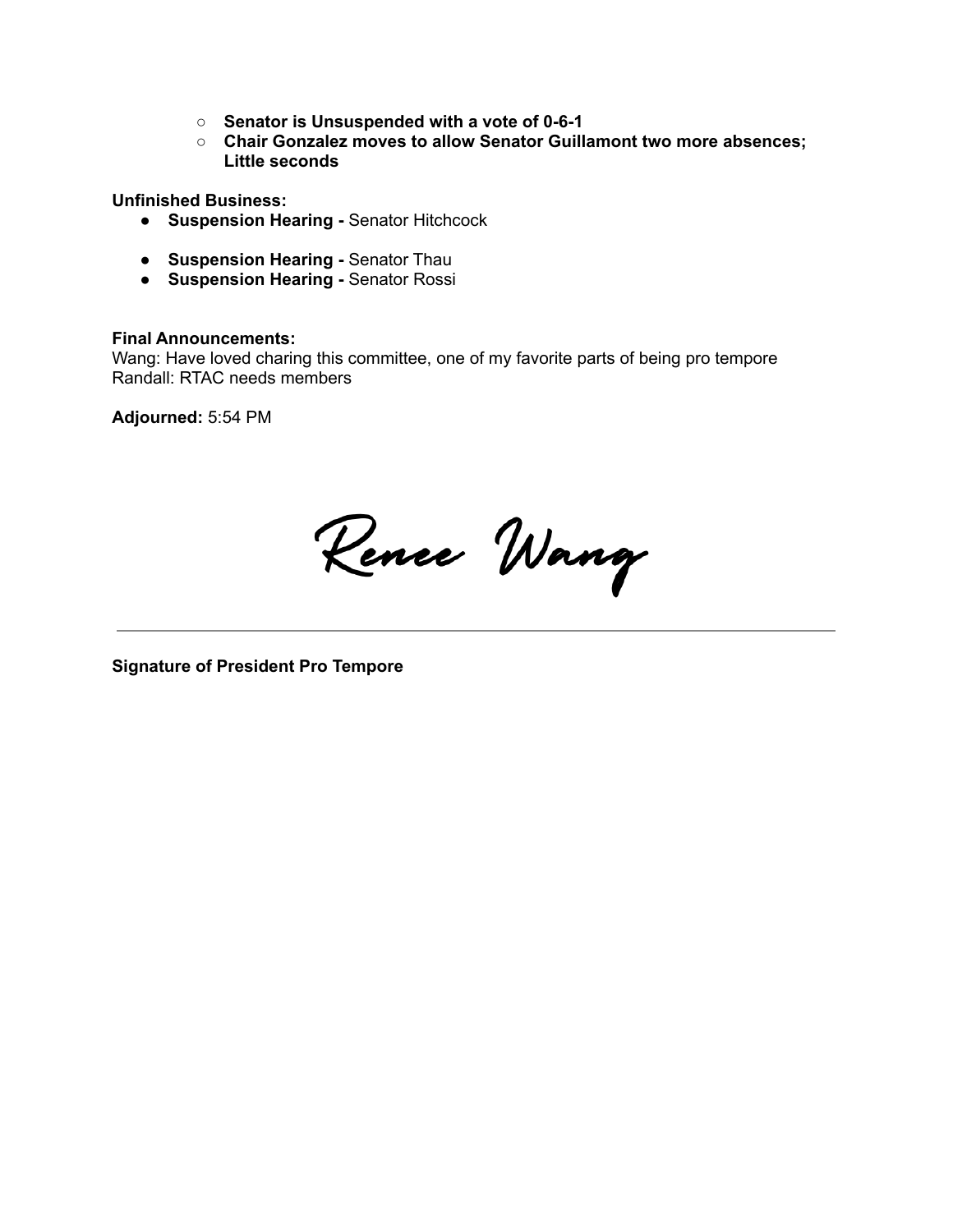- **Senator is Unsuspended with a vote of 0-6-1**
  - **Chair Gonzalez moves to allow Senator Guillamont two more absences; Little seconds**

**Unfinished Business:**

- **Suspension Hearing -** Senator Hitchcock

- **Suspension Hearing -** Senator Thau
- **Suspension Hearing -** Senator Rossi

**Final Announcements:**
Wang: Have loved charing this committee, one of my favorite parts of being pro tempore
Randall: RTAC needs members

**Adjourned:** 5:54 PM

Renee Wang

---

**Signature of President Pro Tempore**